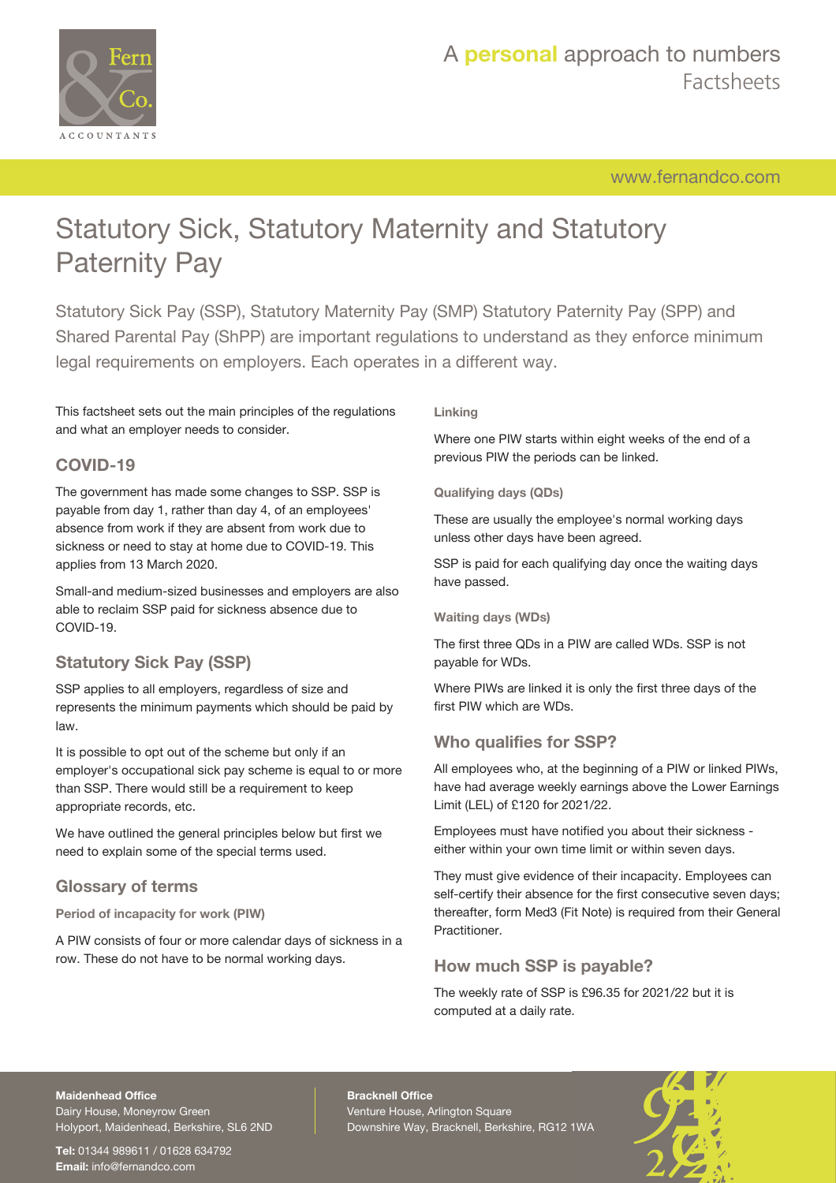# Statutory Sick, Statutory Maternity and Statutory Paternity Pay

Statutory Sick Pay (SSP), Statutory Maternity Pay (SMP) Statutory Paternity Pay (SPP) and Shared Parental Pay (ShPP) are important regulations to understand as they enforce minimum legal requirements on employers. Each operates in a different way.

This factsheet sets out the main principles of the regulations and what an employer needs to consider.

## COVID-19

The government has made some changes to SSP. SSP is payable from day 1, rather than day 4, of an employees' absence from work if they are absent from work due to sickness or need to stay at home due to COVID-19. This applies from 13 March 2020.

Small-and medium-sized businesses and employers are also able to reclaim SSP paid for sickness absence due to COVID-19.

## Statutory Sick Pay (SSP)

SSP applies to all employers, regardless of size and represents the minimum payments which should be paid by law.

It is possible to opt out of the scheme but only if an employer's occupational sick pay scheme is equal to or more than SSP. There would still be a requirement to keep appropriate records, etc.

We have outlined the general principles below but first we need to explain some of the special terms used.

## Glossary of terms

### Period of incapacity for work (PIW)

A PIW consists of four or more calendar days of sickness in a row. These do not have to be normal working days.

### Linking

Where one PIW starts within eight weeks of the end of a previous PIW the periods can be linked.

### Qualifying days (QDs)

These are usually the employee's normal working days unless other days have been agreed.

SSP is paid for each qualifying day once the waiting days have passed.

### Waiting days (WDs)

The first three QDs in a PIW are called WDs. SSP is not payable for WDs.

Where PIWs are linked it is only the first three days of the first PIW which are WDs.

## Who qualifies for SSP?

All employees who, at the beginning of a PIW or linked PIWs, have had average weekly earnings above the Lower Earnings Limit (LEL) of £120 for 2021/22.

Employees must have notified you about their sickness - either within your own time limit or within seven days.

They must give evidence of their incapacity. Employees can self-certify their absence for the first consecutive seven days; thereafter, form Med3 (Fit Note) is required from their General Practitioner.

## How much SSP is payable?

The weekly rate of SSP is £96.35 for 2021/22 but it is computed at a daily rate.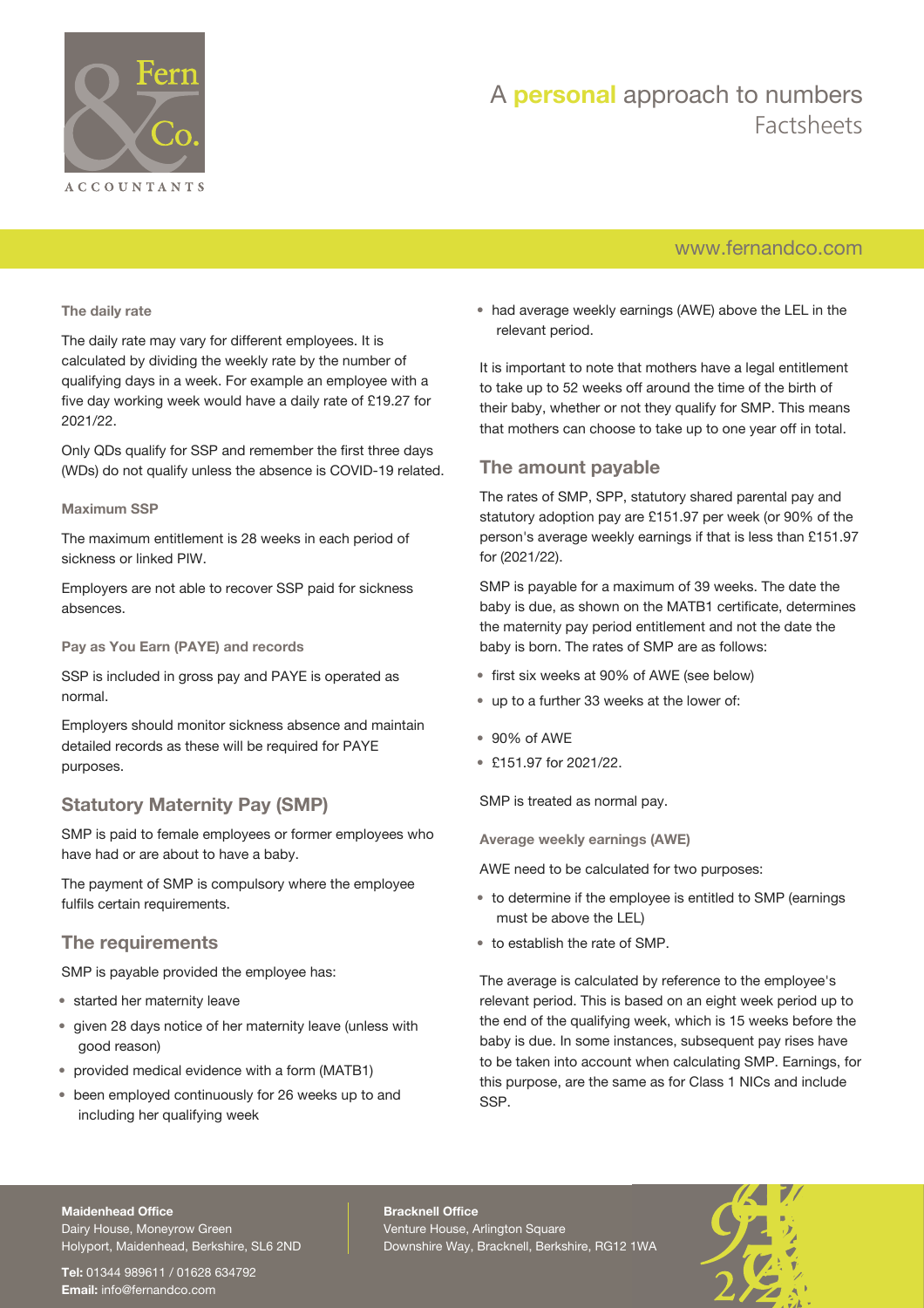### The daily rate

The daily rate may vary for different employees. It is calculated by dividing the weekly rate by the number of qualifying days in a week. For example an employee with a five day working week would have a daily rate of £19.27 for 2021/22.

Only QDs qualify for SSP and remember the first three days (WDs) do not qualify unless the absence is COVID-19 related.

### Maximum SSP

The maximum entitlement is 28 weeks in each period of sickness or linked PIW.

Employers are not able to recover SSP paid for sickness absences.

### Pay as You Earn (PAYE) and records

SSP is included in gross pay and PAYE is operated as normal.

Employers should monitor sickness absence and maintain detailed records as these will be required for PAYE purposes.

## Statutory Maternity Pay (SMP)

SMP is paid to female employees or former employees who have had or are about to have a baby.

The payment of SMP is compulsory where the employee fulfils certain requirements.

## The requirements

SMP is payable provided the employee has:

- started her maternity leave
- given 28 days notice of her maternity leave (unless with good reason)
- provided medical evidence with a form (MATB1)
- been employed continuously for 26 weeks up to and including her qualifying week
- had average weekly earnings (AWE) above the LEL in the relevant period.

It is important to note that mothers have a legal entitlement to take up to 52 weeks off around the time of the birth of their baby, whether or not they qualify for SMP. This means that mothers can choose to take up to one year off in total.

## The amount payable

The rates of SMP, SPP, statutory shared parental pay and statutory adoption pay are £151.97 per week (or 90% of the person's average weekly earnings if that is less than £151.97 for (2021/22).

SMP is payable for a maximum of 39 weeks. The date the baby is due, as shown on the MATB1 certificate, determines the maternity pay period entitlement and not the date the baby is born. The rates of SMP are as follows:

- first six weeks at 90% of AWE (see below)
- up to a further 33 weeks at the lower of:

- 90% of AWE
- £151.97 for 2021/22.

SMP is treated as normal pay.

### Average weekly earnings (AWE)

AWE need to be calculated for two purposes:

- to determine if the employee is entitled to SMP (earnings must be above the LEL)
- to establish the rate of SMP.

The average is calculated by reference to the employee's relevant period. This is based on an eight week period up to the end of the qualifying week, which is 15 weeks before the baby is due. In some instances, subsequent pay rises have to be taken into account when calculating SMP. Earnings, for this purpose, are the same as for Class 1 NICs and include SSP.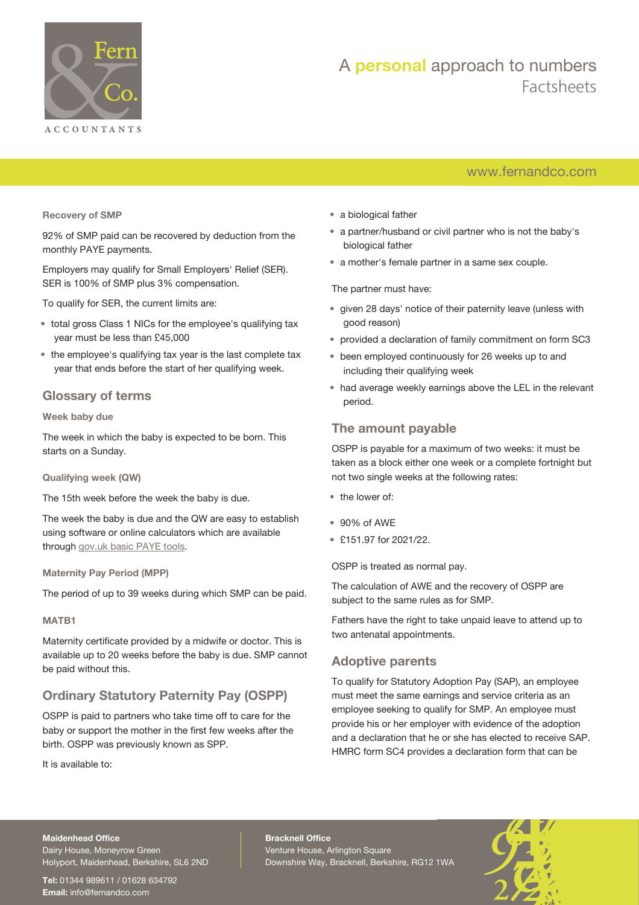### Recovery of SMP

92% of SMP paid can be recovered by deduction from the monthly PAYE payments.

Employers may qualify for Small Employers' Relief (SER). SER is 100% of SMP plus 3% compensation.

To qualify for SER, the current limits are:

- total gross Class 1 NICs for the employee's qualifying tax year must be less than £45,000
- the employee's qualifying tax year is the last complete tax year that ends before the start of her qualifying week.

## Glossary of terms

### Week baby due

The week in which the baby is expected to be born. This starts on a Sunday.

### Qualifying week (QW)

The 15th week before the week the baby is due.

The week the baby is due and the QW are easy to establish using software or online calculators which are available through gov.uk basic PAYE tools.

### Maternity Pay Period (MPP)

The period of up to 39 weeks during which SMP can be paid.

### MATB1

Maternity certificate provided by a midwife or doctor. This is available up to 20 weeks before the baby is due. SMP cannot be paid without this.

## Ordinary Statutory Paternity Pay (OSPP)

OSPP is paid to partners who take time off to care for the baby or support the mother in the first few weeks after the birth. OSPP was previously known as SPP.

It is available to:

- a biological father
- a partner/husband or civil partner who is not the baby's biological father
- a mother's female partner in a same sex couple.

The partner must have:

- given 28 days' notice of their paternity leave (unless with good reason)
- provided a declaration of family commitment on form SC3
- been employed continuously for 26 weeks up to and including their qualifying week
- had average weekly earnings above the LEL in the relevant period.

## The amount payable

OSPP is payable for a maximum of two weeks: it must be taken as a block either one week or a complete fortnight but not two single weeks at the following rates:

- the lower of:

- 90% of AWE
- £151.97 for 2021/22.

OSPP is treated as normal pay.

The calculation of AWE and the recovery of OSPP are subject to the same rules as for SMP.

Fathers have the right to take unpaid leave to attend up to two antenatal appointments.

## Adoptive parents

To qualify for Statutory Adoption Pay (SAP), an employee must meet the same earnings and service criteria as an employee seeking to qualify for SMP. An employee must provide his or her employer with evidence of the adoption and a declaration that he or she has elected to receive SAP. HMRC form SC4 provides a declaration form that can be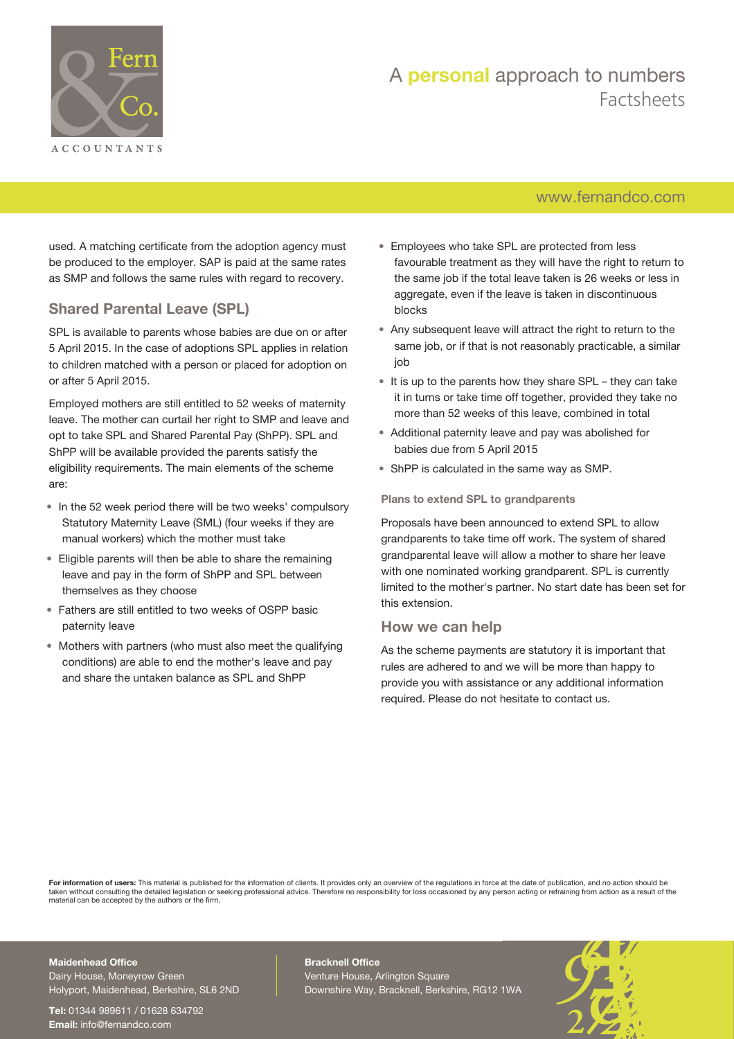used. A matching certificate from the adoption agency must be produced to the employer. SAP is paid at the same rates as SMP and follows the same rules with regard to recovery.

## Shared Parental Leave (SPL)

SPL is available to parents whose babies are due on or after 5 April 2015. In the case of adoptions SPL applies in relation to children matched with a person or placed for adoption on or after 5 April 2015.

Employed mothers are still entitled to 52 weeks of maternity leave. The mother can curtail her right to SMP and leave and opt to take SPL and Shared Parental Pay (ShPP). SPL and ShPP will be available provided the parents satisfy the eligibility requirements. The main elements of the scheme are:

- In the 52 week period there will be two weeks' compulsory Statutory Maternity Leave (SML) (four weeks if they are manual workers) which the mother must take
- Eligible parents will then be able to share the remaining leave and pay in the form of ShPP and SPL between themselves as they choose
- Fathers are still entitled to two weeks of OSPP basic paternity leave
- Mothers with partners (who must also meet the qualifying conditions) are able to end the mother's leave and pay and share the untaken balance as SPL and ShPP
- Employees who take SPL are protected from less favourable treatment as they will have the right to return to the same job if the total leave taken is 26 weeks or less in aggregate, even if the leave is taken in discontinuous blocks
- Any subsequent leave will attract the right to return to the same job, or if that is not reasonably practicable, a similar job
- It is up to the parents how they share SPL – they can take it in turns or take time off together, provided they take no more than 52 weeks of this leave, combined in total
- Additional paternity leave and pay was abolished for babies due from 5 April 2015
- ShPP is calculated in the same way as SMP.

### Plans to extend SPL to grandparents

Proposals have been announced to extend SPL to allow grandparents to take time off work. The system of shared grandparental leave will allow a mother to share her leave with one nominated working grandparent. SPL is currently limited to the mother's partner. No start date has been set for this extension.

## How we can help

As the scheme payments are statutory it is important that rules are adhered to and we will be more than happy to provide you with assistance or any additional information required. Please do not hesitate to contact us.

**For information of users:** This material is published for the information of clients. It provides only an overview of the regulations in force at the date of publication, and no action should be taken without consulting the detailed legislation or seeking professional advice. Therefore no responsibility for loss occasioned by any person acting or refraining from action as a result of the material can be accepted by the authors or the firm.